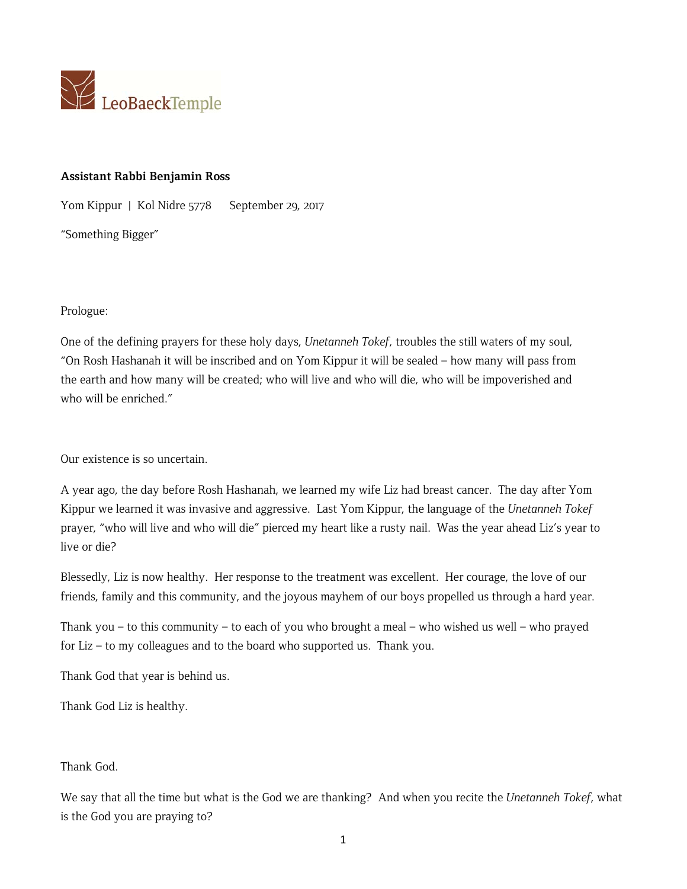LeoBaeckTemple

**Assistant Rabbi Benjamin Ross**

Yom Kippur | Kol Nidre 5778 September 29, 2017

"Something Bigger"

Prologue:

One of the defining prayers for these holy days, *Unetanneh Tokef*, troubles the still waters of my soul, "On Rosh Hashanah it will be inscribed and on Yom Kippur it will be sealed – how many will pass from the earth and how many will be created; who will live and who will die, who will be impoverished and who will be enriched."

Our existence is so uncertain.

A year ago, the day before Rosh Hashanah, we learned my wife Liz had breast cancer. The day after Yom Kippur we learned it was invasive and aggressive. Last Yom Kippur, the language of the *Unetanneh Tokef* prayer, "who will live and who will die" pierced my heart like a rusty nail. Was the year ahead Liz's year to live or die?

Blessedly, Liz is now healthy. Her response to the treatment was excellent. Her courage, the love of our friends, family and this community, and the joyous mayhem of our boys propelled us through a hard year.

Thank you – to this community – to each of you who brought a meal – who wished us well – who prayed for Liz – to my colleagues and to the board who supported us. Thank you.

Thank God that year is behind us.

Thank God Liz is healthy.

Thank God.

We say that all the time but what is the God we are thanking? And when you recite the *Unetanneh Tokef*, what is the God you are praying to?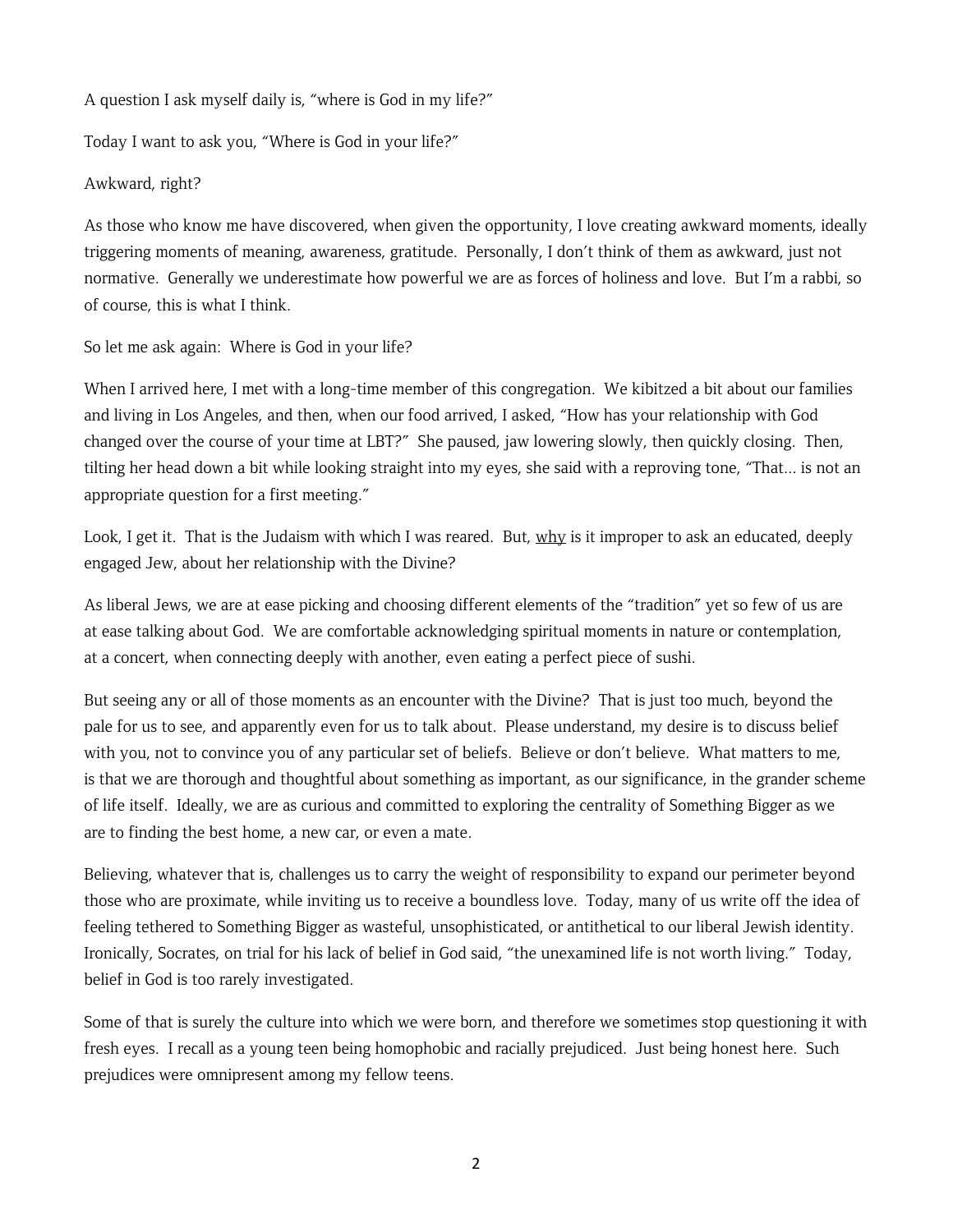A question I ask myself daily is, "where is God in my life?"

Today I want to ask you, "Where is God in your life?"

Awkward, right?

As those who know me have discovered, when given the opportunity, I love creating awkward moments, ideally triggering moments of meaning, awareness, gratitude. Personally, I don't think of them as awkward, just not normative. Generally we underestimate how powerful we are as forces of holiness and love. But I'm a rabbi, so of course, this is what I think.

So let me ask again: Where is God in your life?

When I arrived here, I met with a long-time member of this congregation. We kibitzed a bit about our families and living in Los Angeles, and then, when our food arrived, I asked, "How has your relationship with God changed over the course of your time at LBT?" She paused, jaw lowering slowly, then quickly closing. Then, tilting her head down a bit while looking straight into my eyes, she said with a reproving tone, "That… is not an appropriate question for a first meeting."

Look, I get it. That is the Judaism with which I was reared. But, <u>why</u> is it improper to ask an educated, deeply engaged Jew, about her relationship with the Divine?

As liberal Jews, we are at ease picking and choosing different elements of the "tradition" yet so few of us are at ease talking about God. We are comfortable acknowledging spiritual moments in nature or contemplation, at a concert, when connecting deeply with another, even eating a perfect piece of sushi.

But seeing any or all of those moments as an encounter with the Divine? That is just too much, beyond the pale for us to see, and apparently even for us to talk about. Please understand, my desire is to discuss belief with you, not to convince you of any particular set of beliefs. Believe or don't believe. What matters to me, is that we are thorough and thoughtful about something as important, as our significance, in the grander scheme of life itself. Ideally, we are as curious and committed to exploring the centrality of Something Bigger as we are to finding the best home, a new car, or even a mate.

Believing, whatever that is, challenges us to carry the weight of responsibility to expand our perimeter beyond those who are proximate, while inviting us to receive a boundless love. Today, many of us write off the idea of feeling tethered to Something Bigger as wasteful, unsophisticated, or antithetical to our liberal Jewish identity. Ironically, Socrates, on trial for his lack of belief in God said, "the unexamined life is not worth living." Today, belief in God is too rarely investigated.

Some of that is surely the culture into which we were born, and therefore we sometimes stop questioning it with fresh eyes. I recall as a young teen being homophobic and racially prejudiced. Just being honest here. Such prejudices were omnipresent among my fellow teens.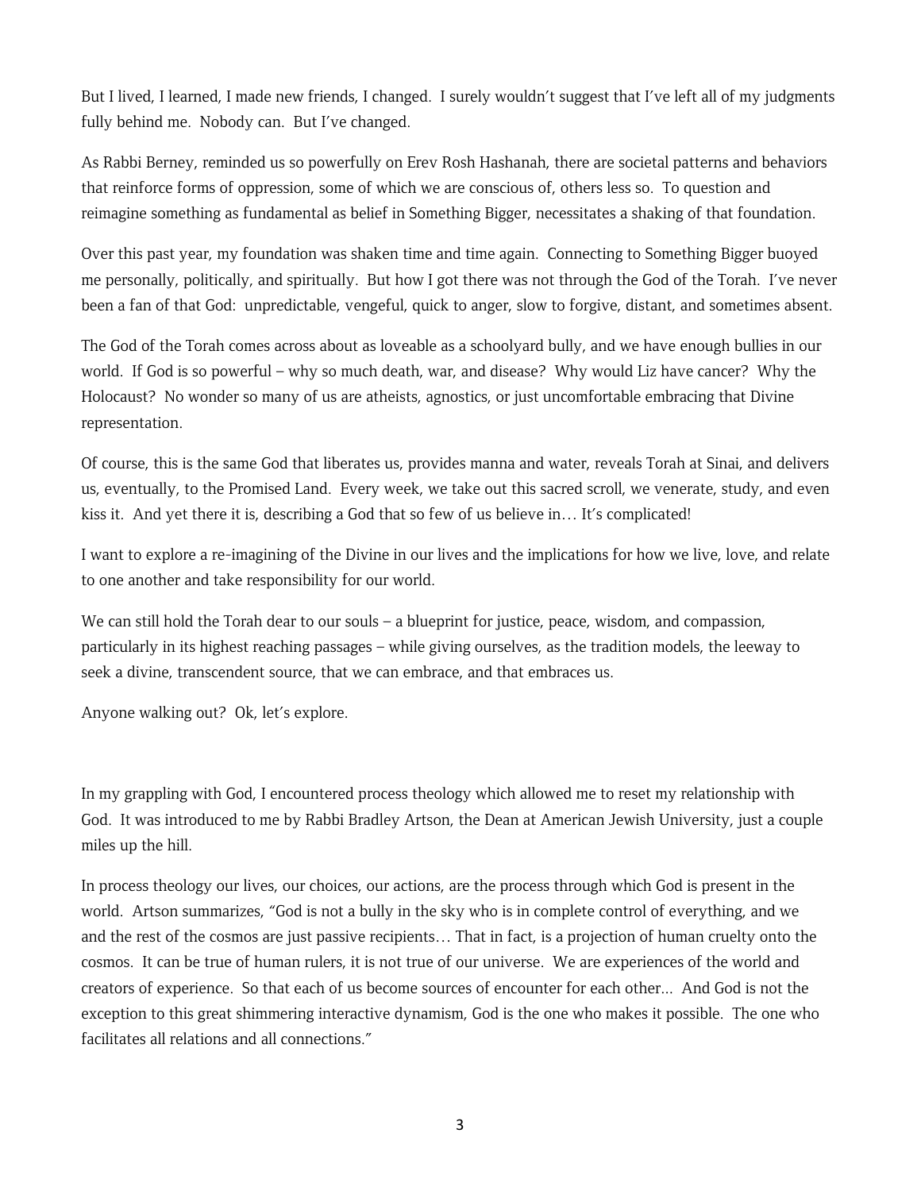But I lived, I learned, I made new friends, I changed. I surely wouldn't suggest that I've left all of my judgments fully behind me. Nobody can. But I've changed.

As Rabbi Berney, reminded us so powerfully on Erev Rosh Hashanah, there are societal patterns and behaviors that reinforce forms of oppression, some of which we are conscious of, others less so. To question and reimagine something as fundamental as belief in Something Bigger, necessitates a shaking of that foundation.

Over this past year, my foundation was shaken time and time again. Connecting to Something Bigger buoyed me personally, politically, and spiritually. But how I got there was not through the God of the Torah. I've never been a fan of that God: unpredictable, vengeful, quick to anger, slow to forgive, distant, and sometimes absent.

The God of the Torah comes across about as loveable as a schoolyard bully, and we have enough bullies in our world. If God is so powerful – why so much death, war, and disease? Why would Liz have cancer? Why the Holocaust? No wonder so many of us are atheists, agnostics, or just uncomfortable embracing that Divine representation.

Of course, this is the same God that liberates us, provides manna and water, reveals Torah at Sinai, and delivers us, eventually, to the Promised Land. Every week, we take out this sacred scroll, we venerate, study, and even kiss it. And yet there it is, describing a God that so few of us believe in… It's complicated!

I want to explore a re-imagining of the Divine in our lives and the implications for how we live, love, and relate to one another and take responsibility for our world.

We can still hold the Torah dear to our souls – a blueprint for justice, peace, wisdom, and compassion, particularly in its highest reaching passages – while giving ourselves, as the tradition models, the leeway to seek a divine, transcendent source, that we can embrace, and that embraces us.

Anyone walking out? Ok, let's explore.

In my grappling with God, I encountered process theology which allowed me to reset my relationship with God. It was introduced to me by Rabbi Bradley Artson, the Dean at American Jewish University, just a couple miles up the hill.

In process theology our lives, our choices, our actions, are the process through which God is present in the world. Artson summarizes, "God is not a bully in the sky who is in complete control of everything, and we and the rest of the cosmos are just passive recipients… That in fact, is a projection of human cruelty onto the cosmos. It can be true of human rulers, it is not true of our universe. We are experiences of the world and creators of experience. So that each of us become sources of encounter for each other... And God is not the exception to this great shimmering interactive dynamism, God is the one who makes it possible. The one who facilitates all relations and all connections."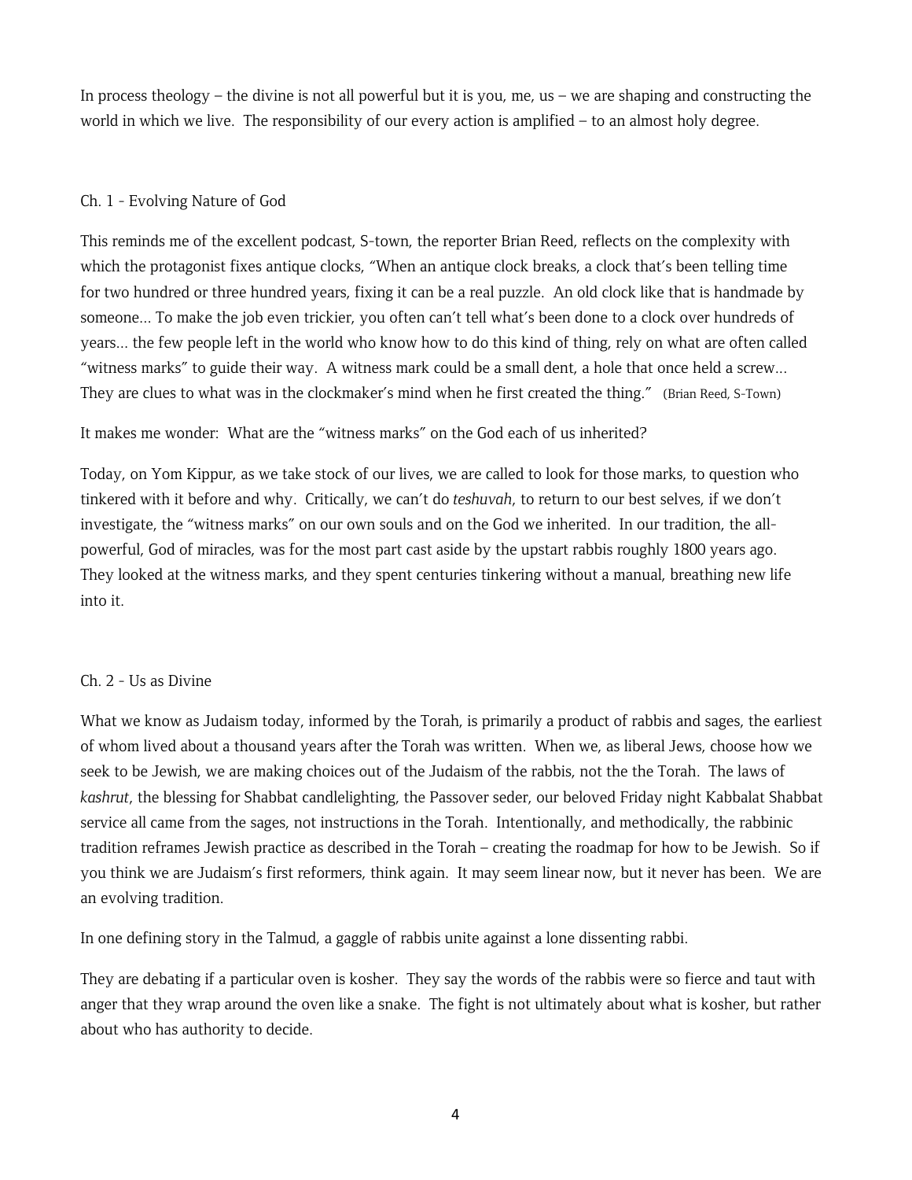In process theology – the divine is not all powerful but it is you, me, us – we are shaping and constructing the world in which we live. The responsibility of our every action is amplified – to an almost holy degree.

## Ch. 1 - Evolving Nature of God

This reminds me of the excellent podcast, S-town, the reporter Brian Reed, reflects on the complexity with which the protagonist fixes antique clocks, "When an antique clock breaks, a clock that's been telling time for two hundred or three hundred years, fixing it can be a real puzzle. An old clock like that is handmade by someone… To make the job even trickier, you often can't tell what's been done to a clock over hundreds of years… the few people left in the world who know how to do this kind of thing, rely on what are often called "witness marks" to guide their way. A witness mark could be a small dent, a hole that once held a screw… They are clues to what was in the clockmaker's mind when he first created the thing." (Brian Reed, S-Town)

It makes me wonder: What are the "witness marks" on the God each of us inherited?

Today, on Yom Kippur, as we take stock of our lives, we are called to look for those marks, to question who tinkered with it before and why. Critically, we can't do *teshuvah*, to return to our best selves, if we don't investigate, the "witness marks" on our own souls and on the God we inherited. In our tradition, the all-powerful, God of miracles, was for the most part cast aside by the upstart rabbis roughly 1800 years ago. They looked at the witness marks, and they spent centuries tinkering without a manual, breathing new life into it.

## Ch. 2 - Us as Divine

What we know as Judaism today, informed by the Torah, is primarily a product of rabbis and sages, the earliest of whom lived about a thousand years after the Torah was written. When we, as liberal Jews, choose how we seek to be Jewish, we are making choices out of the Judaism of the rabbis, not the the Torah. The laws of *kashrut*, the blessing for Shabbat candlelighting, the Passover seder, our beloved Friday night Kabbalat Shabbat service all came from the sages, not instructions in the Torah. Intentionally, and methodically, the rabbinic tradition reframes Jewish practice as described in the Torah – creating the roadmap for how to be Jewish. So if you think we are Judaism's first reformers, think again. It may seem linear now, but it never has been. We are an evolving tradition.

In one defining story in the Talmud, a gaggle of rabbis unite against a lone dissenting rabbi.

They are debating if a particular oven is kosher. They say the words of the rabbis were so fierce and taut with anger that they wrap around the oven like a snake. The fight is not ultimately about what is kosher, but rather about who has authority to decide.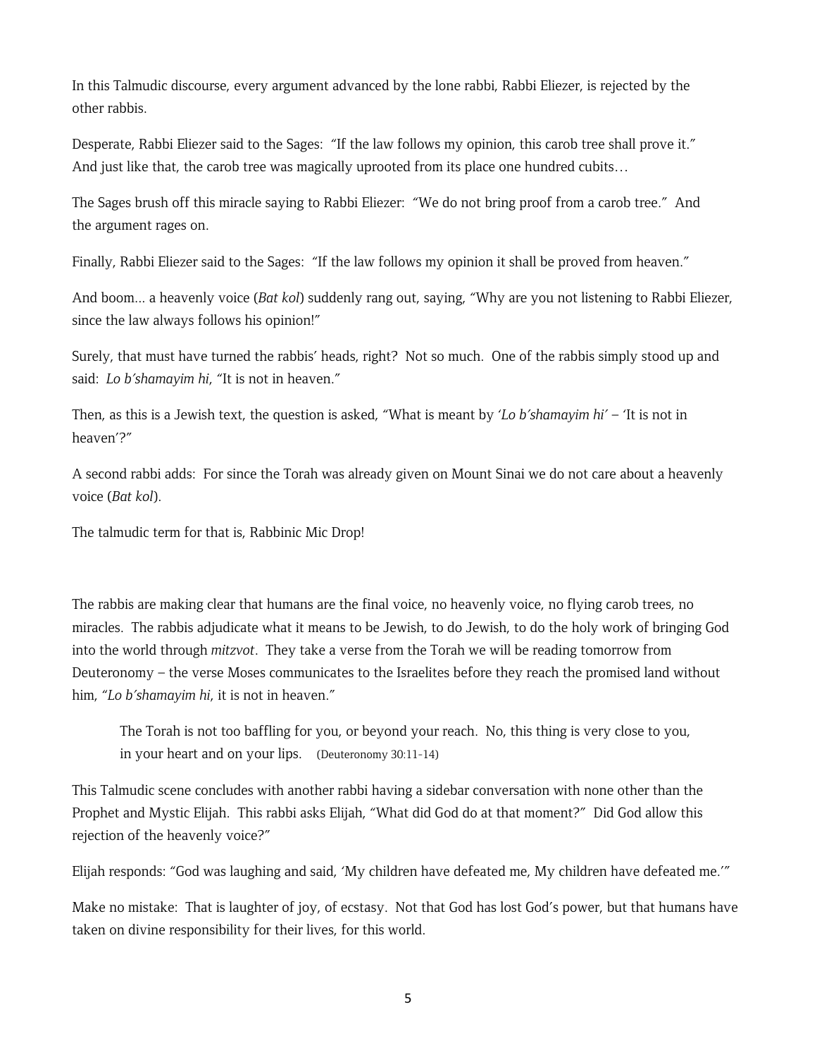In this Talmudic discourse, every argument advanced by the lone rabbi, Rabbi Eliezer, is rejected by the other rabbis.

Desperate, Rabbi Eliezer said to the Sages: "If the law follows my opinion, this carob tree shall prove it." And just like that, the carob tree was magically uprooted from its place one hundred cubits…

The Sages brush off this miracle saying to Rabbi Eliezer: "We do not bring proof from a carob tree." And the argument rages on.

Finally, Rabbi Eliezer said to the Sages: "If the law follows my opinion it shall be proved from heaven."

And boom... a heavenly voice (*Bat kol*) suddenly rang out, saying, "Why are you not listening to Rabbi Eliezer, since the law always follows his opinion!"

Surely, that must have turned the rabbis' heads, right? Not so much. One of the rabbis simply stood up and said: *Lo b'shamayim hi*, "It is not in heaven."

Then, as this is a Jewish text, the question is asked, "What is meant by '*Lo b'shamayim hi*' – 'It is not in heaven'?"

A second rabbi adds: For since the Torah was already given on Mount Sinai we do not care about a heavenly voice (*Bat kol*).

The talmudic term for that is, Rabbinic Mic Drop!

The rabbis are making clear that humans are the final voice, no heavenly voice, no flying carob trees, no miracles. The rabbis adjudicate what it means to be Jewish, to do Jewish, to do the holy work of bringing God into the world through *mitzvot*. They take a verse from the Torah we will be reading tomorrow from Deuteronomy – the verse Moses communicates to the Israelites before they reach the promised land without him, "*Lo b'shamayim hi*, it is not in heaven."

> The Torah is not too baffling for you, or beyond your reach. No, this thing is very close to you, in your heart and on your lips. (Deuteronomy 30:11-14)

This Talmudic scene concludes with another rabbi having a sidebar conversation with none other than the Prophet and Mystic Elijah. This rabbi asks Elijah, "What did God do at that moment?" Did God allow this rejection of the heavenly voice?"

Elijah responds: "God was laughing and said, 'My children have defeated me, My children have defeated me.'"

Make no mistake: That is laughter of joy, of ecstasy. Not that God has lost God's power, but that humans have taken on divine responsibility for their lives, for this world.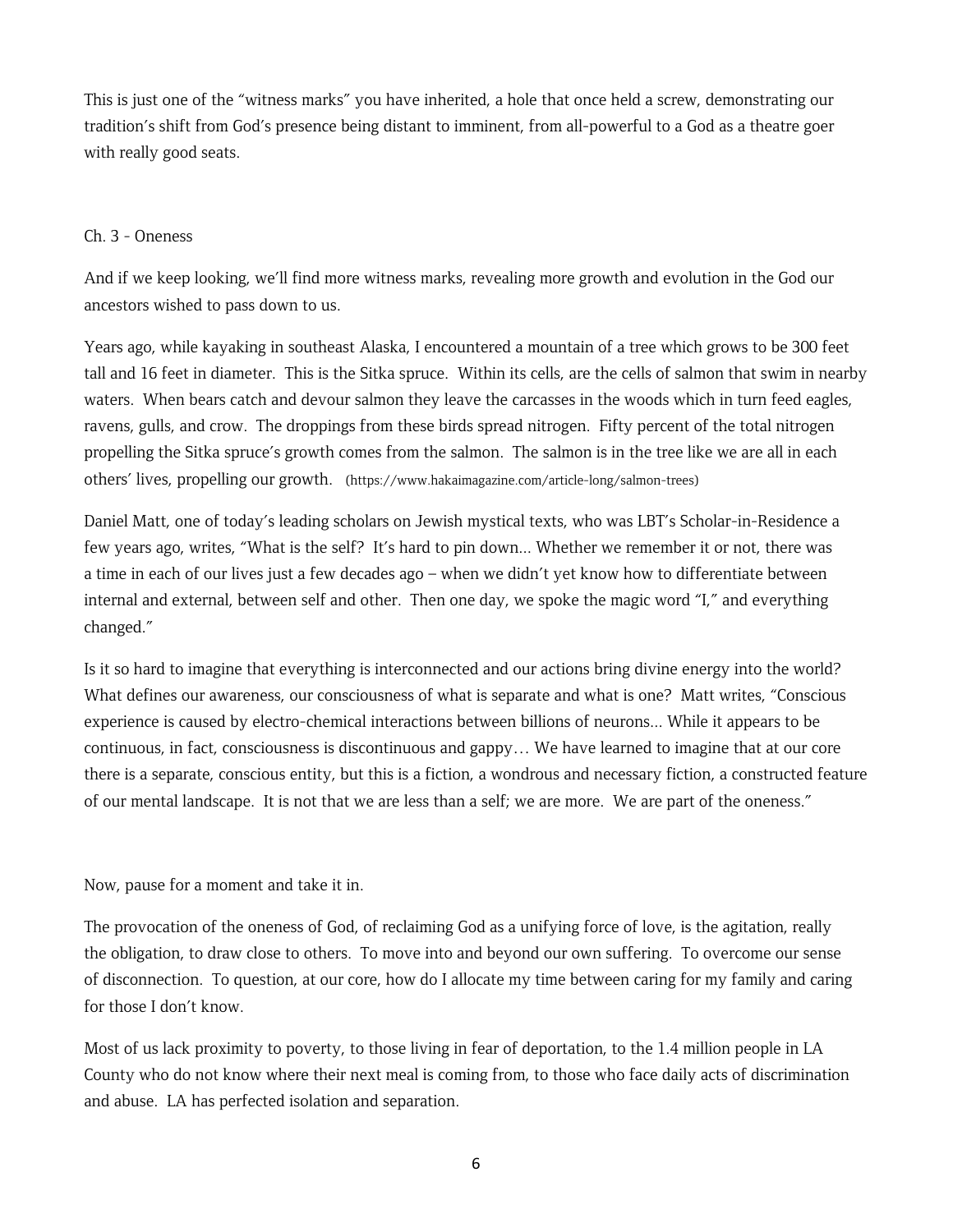This is just one of the "witness marks" you have inherited, a hole that once held a screw, demonstrating our tradition's shift from God's presence being distant to imminent, from all-powerful to a God as a theatre goer with really good seats.

## Ch. 3 - Oneness

And if we keep looking, we'll find more witness marks, revealing more growth and evolution in the God our ancestors wished to pass down to us.

Years ago, while kayaking in southeast Alaska, I encountered a mountain of a tree which grows to be 300 feet tall and 16 feet in diameter. This is the Sitka spruce. Within its cells, are the cells of salmon that swim in nearby waters. When bears catch and devour salmon they leave the carcasses in the woods which in turn feed eagles, ravens, gulls, and crow. The droppings from these birds spread nitrogen. Fifty percent of the total nitrogen propelling the Sitka spruce's growth comes from the salmon. The salmon is in the tree like we are all in each others' lives, propelling our growth. (https://www.hakaimagazine.com/article-long/salmon-trees)

Daniel Matt, one of today's leading scholars on Jewish mystical texts, who was LBT's Scholar-in-Residence a few years ago, writes, "What is the self? It's hard to pin down... Whether we remember it or not, there was a time in each of our lives just a few decades ago – when we didn't yet know how to differentiate between internal and external, between self and other. Then one day, we spoke the magic word "I," and everything changed."

Is it so hard to imagine that everything is interconnected and our actions bring divine energy into the world? What defines our awareness, our consciousness of what is separate and what is one? Matt writes, "Conscious experience is caused by electro-chemical interactions between billions of neurons... While it appears to be continuous, in fact, consciousness is discontinuous and gappy… We have learned to imagine that at our core there is a separate, conscious entity, but this is a fiction, a wondrous and necessary fiction, a constructed feature of our mental landscape. It is not that we are less than a self; we are more. We are part of the oneness."

Now, pause for a moment and take it in.

The provocation of the oneness of God, of reclaiming God as a unifying force of love, is the agitation, really the obligation, to draw close to others. To move into and beyond our own suffering. To overcome our sense of disconnection. To question, at our core, how do I allocate my time between caring for my family and caring for those I don't know.

Most of us lack proximity to poverty, to those living in fear of deportation, to the 1.4 million people in LA County who do not know where their next meal is coming from, to those who face daily acts of discrimination and abuse. LA has perfected isolation and separation.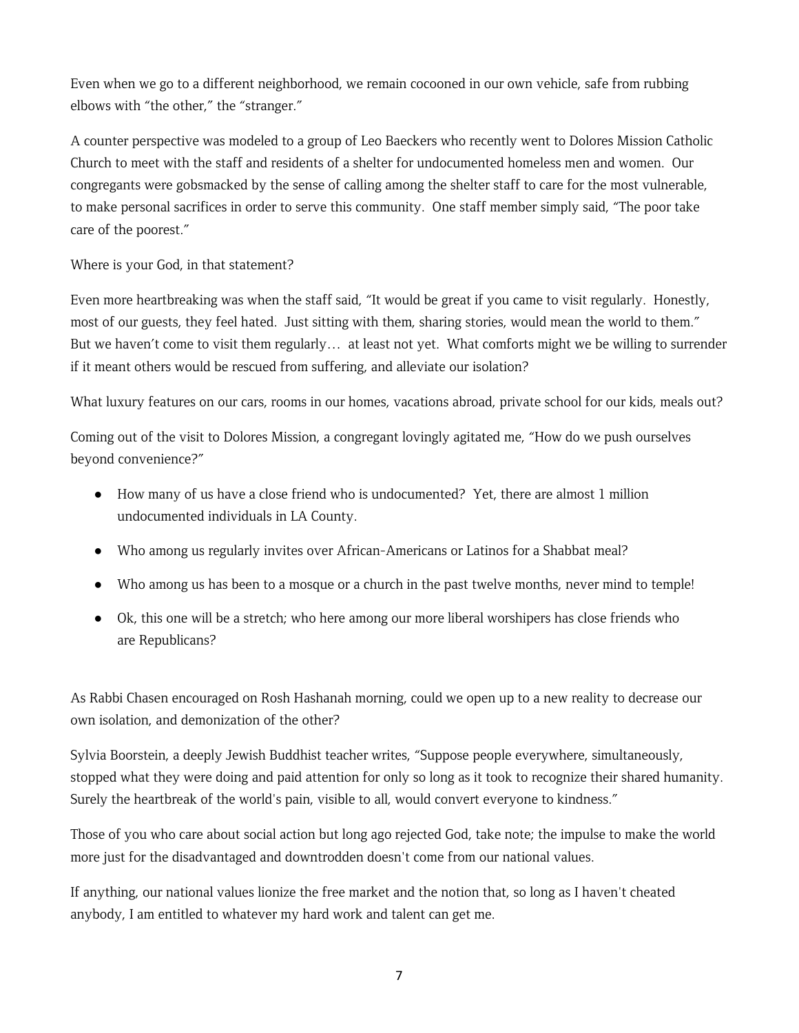Even when we go to a different neighborhood, we remain cocooned in our own vehicle, safe from rubbing elbows with "the other," the "stranger."

A counter perspective was modeled to a group of Leo Baeckers who recently went to Dolores Mission Catholic Church to meet with the staff and residents of a shelter for undocumented homeless men and women. Our congregants were gobsmacked by the sense of calling among the shelter staff to care for the most vulnerable, to make personal sacrifices in order to serve this community. One staff member simply said, "The poor take care of the poorest."

Where is your God, in that statement?

Even more heartbreaking was when the staff said, "It would be great if you came to visit regularly. Honestly, most of our guests, they feel hated. Just sitting with them, sharing stories, would mean the world to them." But we haven't come to visit them regularly… at least not yet. What comforts might we be willing to surrender if it meant others would be rescued from suffering, and alleviate our isolation?

What luxury features on our cars, rooms in our homes, vacations abroad, private school for our kids, meals out?

Coming out of the visit to Dolores Mission, a congregant lovingly agitated me, "How do we push ourselves beyond convenience?"

- How many of us have a close friend who is undocumented? Yet, there are almost 1 million undocumented individuals in LA County.
- Who among us regularly invites over African-Americans or Latinos for a Shabbat meal?
- Who among us has been to a mosque or a church in the past twelve months, never mind to temple!
- Ok, this one will be a stretch; who here among our more liberal worshipers has close friends who are Republicans?

As Rabbi Chasen encouraged on Rosh Hashanah morning, could we open up to a new reality to decrease our own isolation, and demonization of the other?

Sylvia Boorstein, a deeply Jewish Buddhist teacher writes, "Suppose people everywhere, simultaneously, stopped what they were doing and paid attention for only so long as it took to recognize their shared humanity. Surely the heartbreak of the world's pain, visible to all, would convert everyone to kindness."

Those of you who care about social action but long ago rejected God, take note; the impulse to make the world more just for the disadvantaged and downtrodden doesn't come from our national values.

If anything, our national values lionize the free market and the notion that, so long as I haven't cheated anybody, I am entitled to whatever my hard work and talent can get me.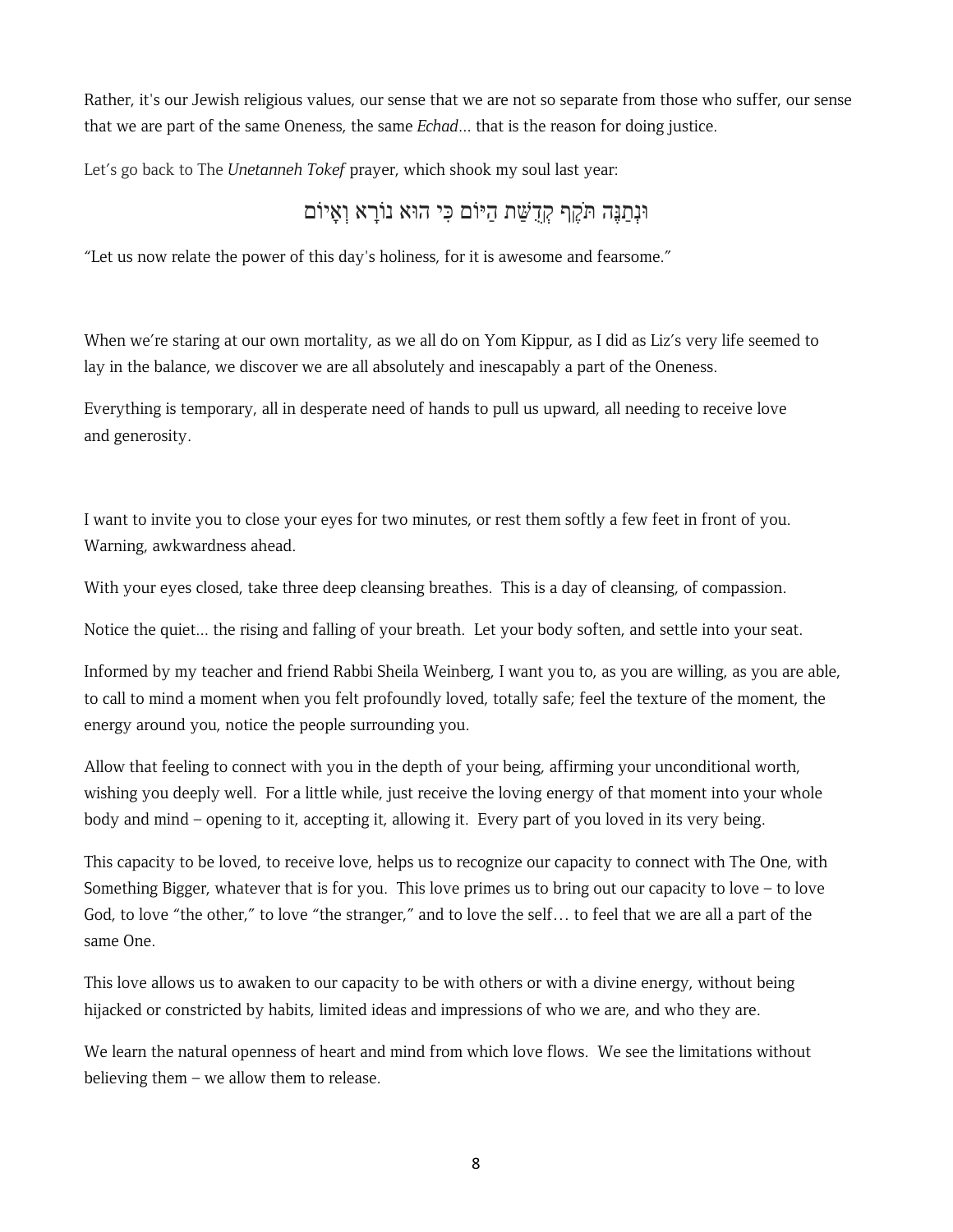Rather, it's our Jewish religious values, our sense that we are not so separate from those who suffer, our sense that we are part of the same Oneness, the same *Echad*... that is the reason for doing justice.

Let's go back to The *Unetanneh Tokef* prayer, which shook my soul last year:

וּנְתַנֶּה תֹּקֶף קְדֻשַּׁת הַיּוֹם כִּי הוּא נוֹרָא וְאָיוֹם

"Let us now relate the power of this day's holiness, for it is awesome and fearsome."

When we're staring at our own mortality, as we all do on Yom Kippur, as I did as Liz's very life seemed to lay in the balance, we discover we are all absolutely and inescapably a part of the Oneness.

Everything is temporary, all in desperate need of hands to pull us upward, all needing to receive love and generosity.

I want to invite you to close your eyes for two minutes, or rest them softly a few feet in front of you. Warning, awkwardness ahead.

With your eyes closed, take three deep cleansing breathes. This is a day of cleansing, of compassion.

Notice the quiet... the rising and falling of your breath. Let your body soften, and settle into your seat.

Informed by my teacher and friend Rabbi Sheila Weinberg, I want you to, as you are willing, as you are able, to call to mind a moment when you felt profoundly loved, totally safe; feel the texture of the moment, the energy around you, notice the people surrounding you.

Allow that feeling to connect with you in the depth of your being, affirming your unconditional worth, wishing you deeply well. For a little while, just receive the loving energy of that moment into your whole body and mind – opening to it, accepting it, allowing it. Every part of you loved in its very being.

This capacity to be loved, to receive love, helps us to recognize our capacity to connect with The One, with Something Bigger, whatever that is for you. This love primes us to bring out our capacity to love – to love God, to love "the other," to love "the stranger," and to love the self… to feel that we are all a part of the same One.

This love allows us to awaken to our capacity to be with others or with a divine energy, without being hijacked or constricted by habits, limited ideas and impressions of who we are, and who they are.

We learn the natural openness of heart and mind from which love flows. We see the limitations without believing them – we allow them to release.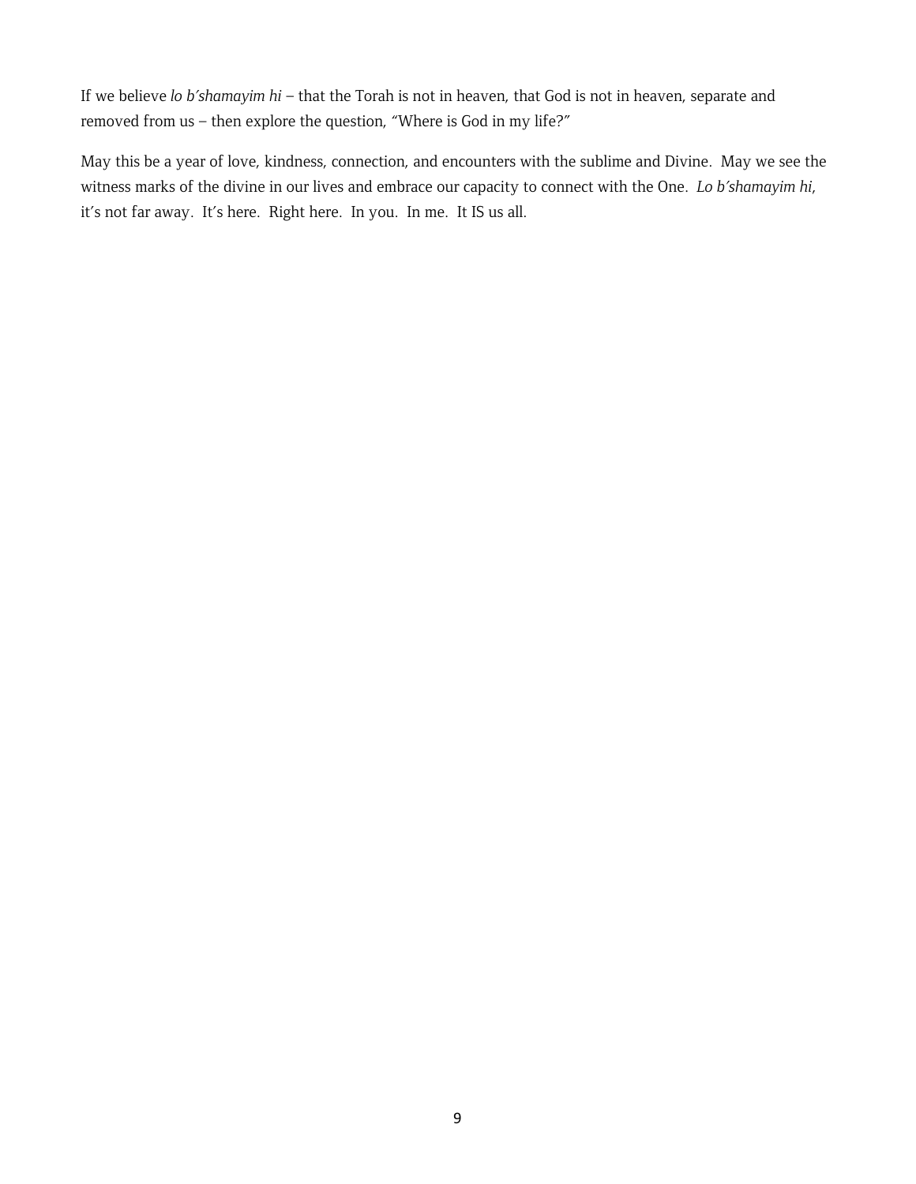If we believe *lo b'shamayim hi* – that the Torah is not in heaven, that God is not in heaven, separate and removed from us – then explore the question, "Where is God in my life?"

May this be a year of love, kindness, connection, and encounters with the sublime and Divine. May we see the witness marks of the divine in our lives and embrace our capacity to connect with the One. *Lo b'shamayim hi*, it's not far away. It's here. Right here. In you. In me. It IS us all.